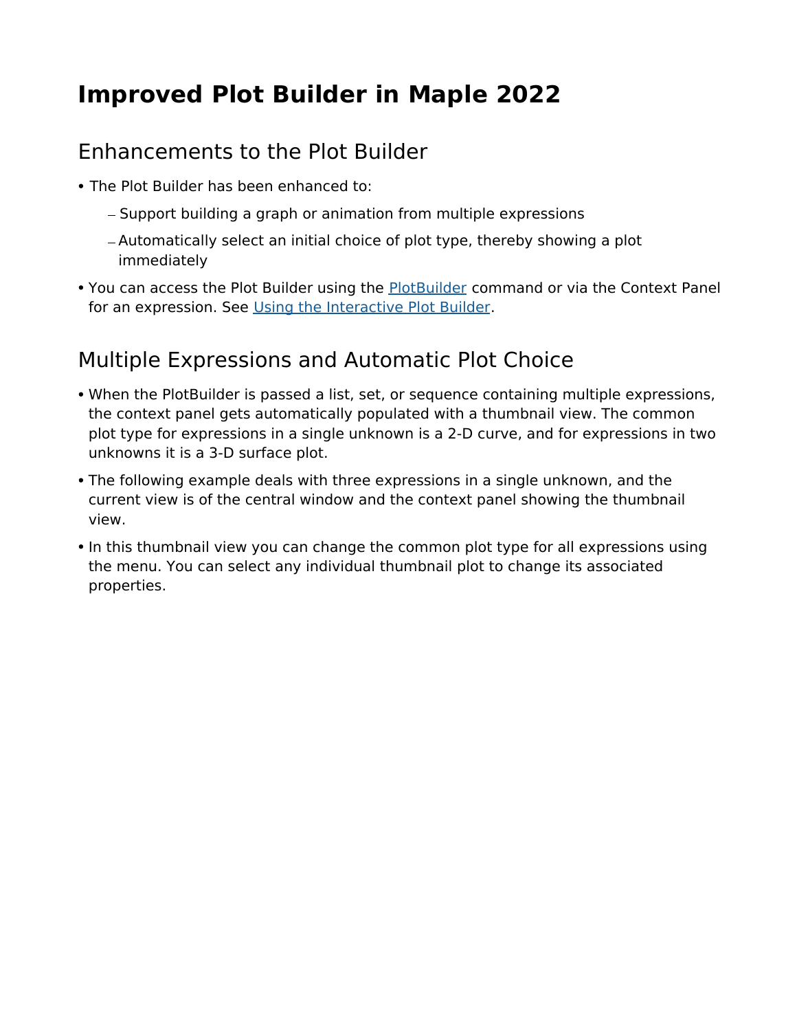# Improved Plot Builder in Maple 2022

## Enhancements to the Plot Builder

- The Plot Builder has been enhanced to:
  - Support building a graph or animation from multiple expressions
  - Automatically select an initial choice of plot type, thereby showing a plot immediately
- You can access the Plot Builder using the [PlotBuilder]() command or via the Context Panel for an expression. See [Using the Interactive Plot Builder]().

## Multiple Expressions and Automatic Plot Choice

- When the PlotBuilder is passed a list, set, or sequence containing multiple expressions, the context panel gets automatically populated with a thumbnail view. The common plot type for expressions in a single unknown is a 2-D curve, and for expressions in two unknowns it is a 3-D surface plot.
- The following example deals with three expressions in a single unknown, and the current view is of the central window and the context panel showing the thumbnail view.
- In this thumbnail view you can change the common plot type for all expressions using the menu. You can select any individual thumbnail plot to change its associated properties.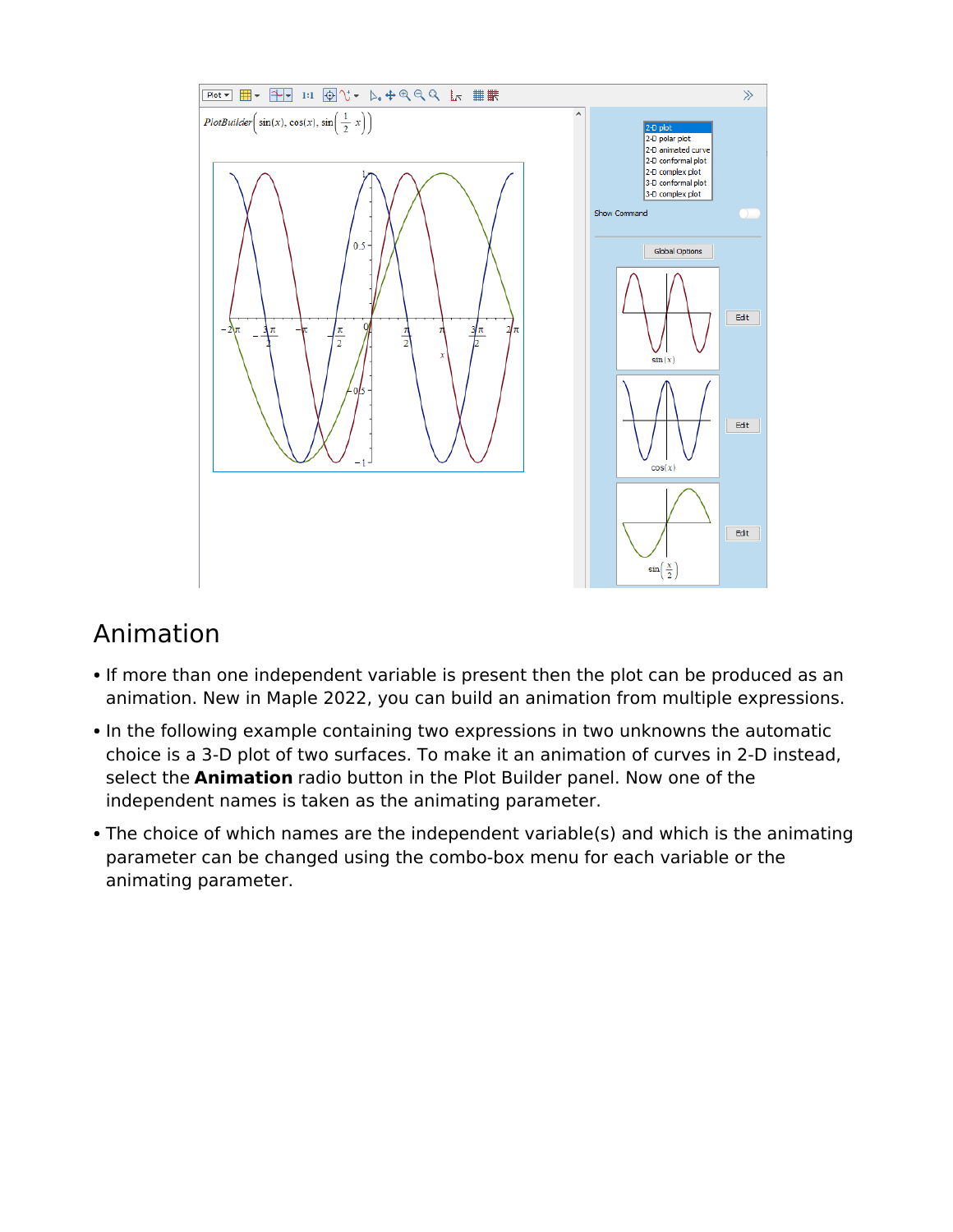## Animation

- If more than one independent variable is present then the plot can be produced as an animation. New in Maple 2022, you can build an animation from multiple expressions.
- In the following example containing two expressions in two unknowns the automatic choice is a 3-D plot of two surfaces. To make it an animation of curves in 2-D instead, select the **Animation** radio button in the Plot Builder panel. Now one of the independent names is taken as the animating parameter.
- The choice of which names are the independent variable(s) and which is the animating parameter can be changed using the combo-box menu for each variable or the animating parameter.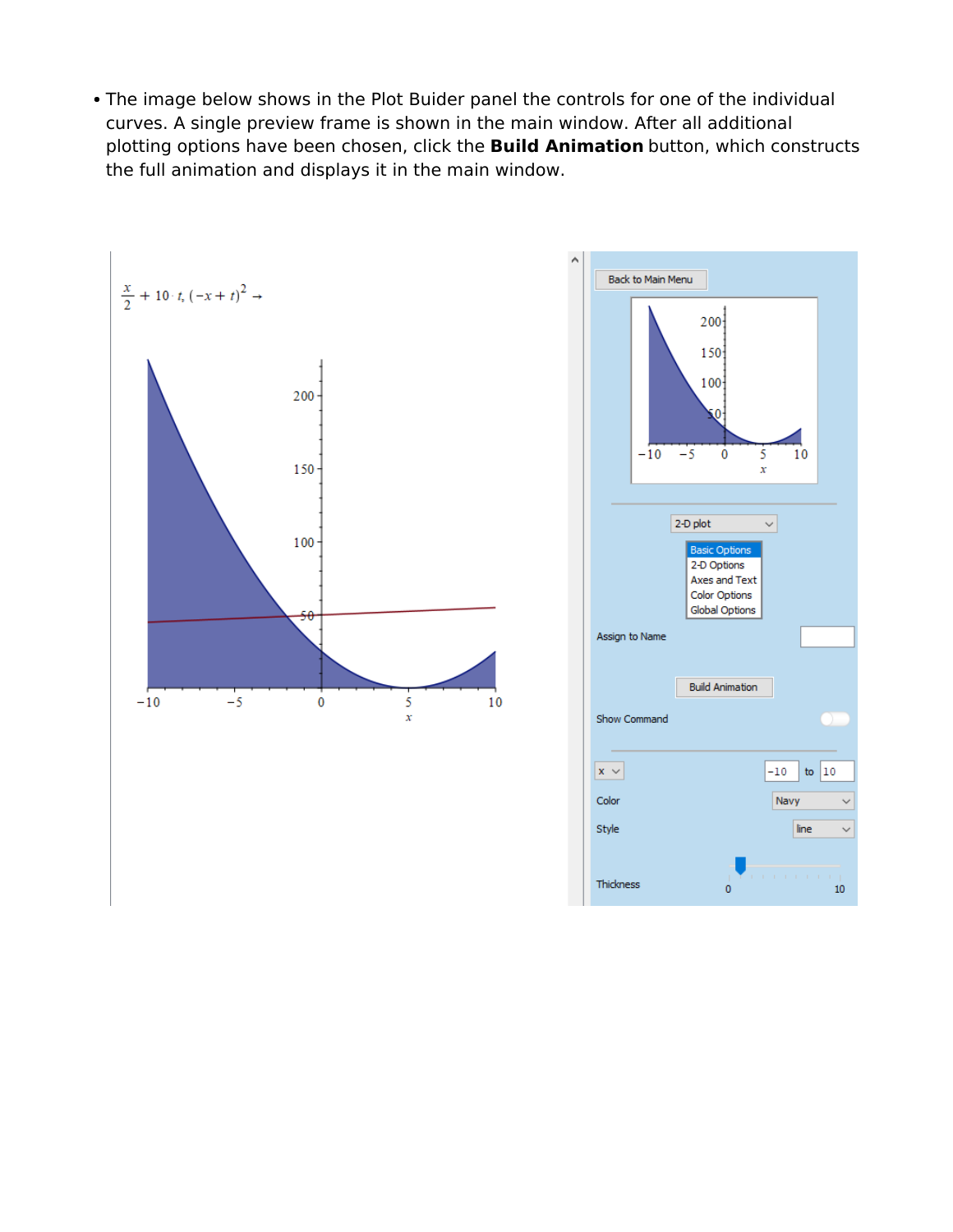- The image below shows in the Plot Buider panel the controls for one of the individual curves. A single preview frame is shown in the main window. After all additional plotting options have been chosen, click the **Build Animation** button, which constructs the full animation and displays it in the main window.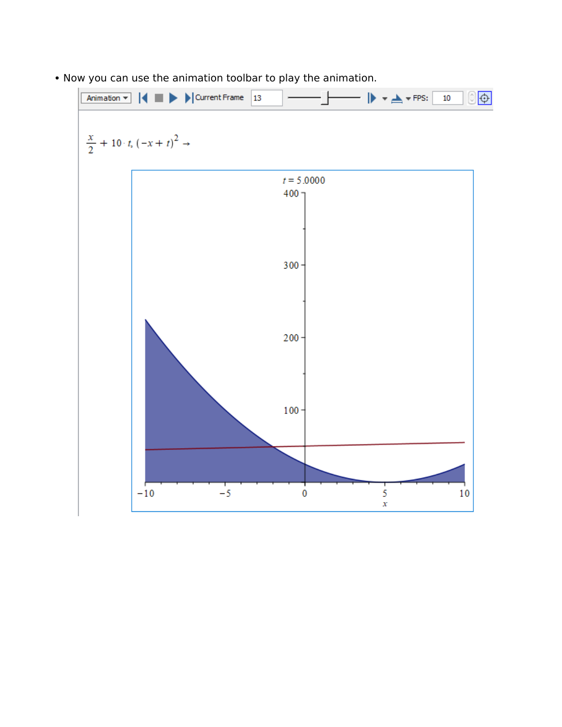- Now you can use the animation toolbar to play the animation.

Animation Current Frame 13 FPS: 10

$$\frac{x}{2} + 10 \cdot t,\ (-x+t)^2 \rightarrow$$

t = 5.0000

400

300

200

100

−10

−5

0

5

10

x